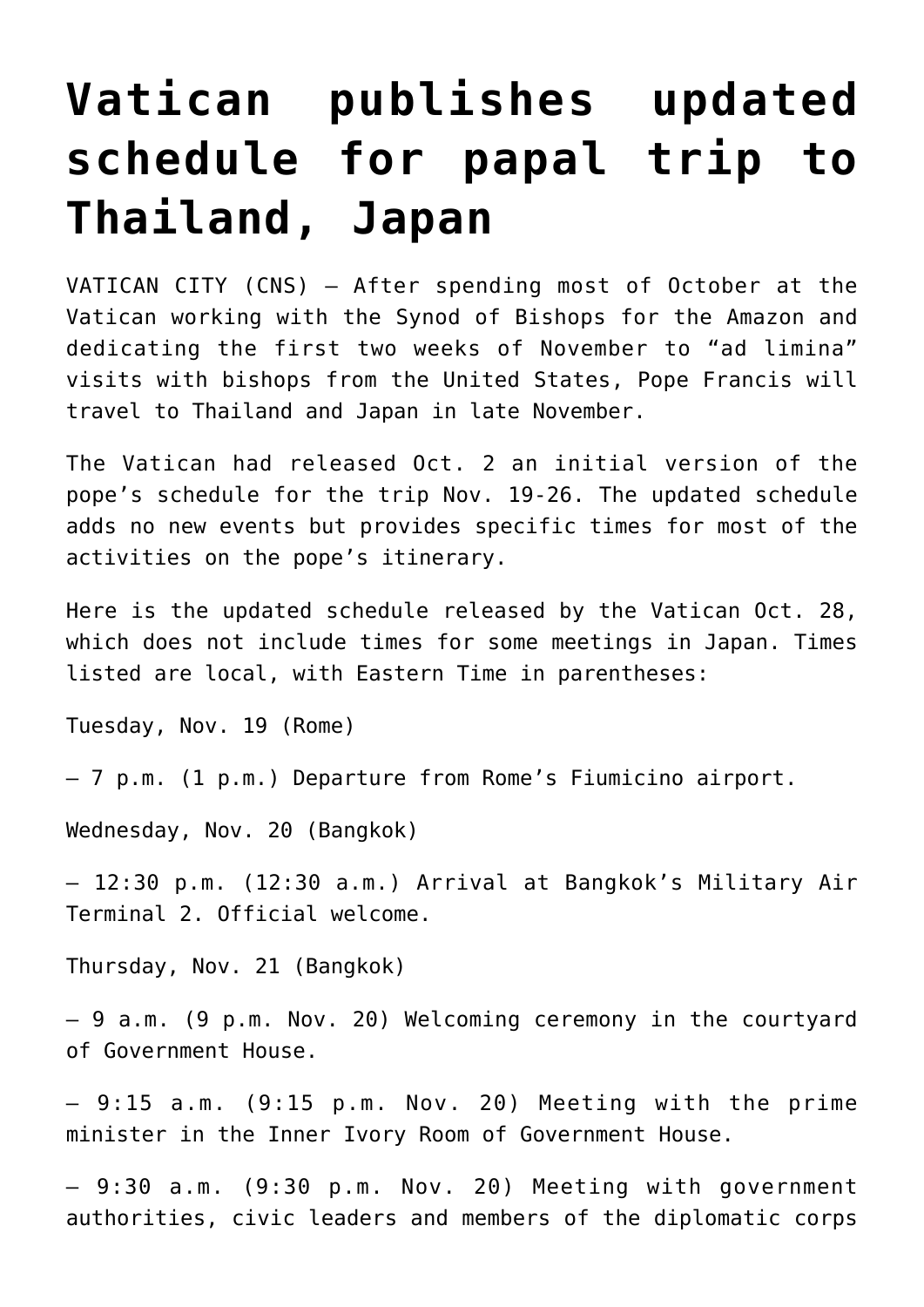# Vatican publishes updated schedule for papal trip to Thailand, Japan

VATICAN CITY (CNS) — After spending most of October at the Vatican working with the Synod of Bishops for the Amazon and dedicating the first two weeks of November to "ad limina" visits with bishops from the United States, Pope Francis will travel to Thailand and Japan in late November.

The Vatican had released Oct. 2 an initial version of the pope's schedule for the trip Nov. 19-26. The updated schedule adds no new events but provides specific times for most of the activities on the pope's itinerary.

Here is the updated schedule released by the Vatican Oct. 28, which does not include times for some meetings in Japan. Times listed are local, with Eastern Time in parentheses:

Tuesday, Nov. 19 (Rome)

— 7 p.m. (1 p.m.) Departure from Rome's Fiumicino airport.

Wednesday, Nov. 20 (Bangkok)

— 12:30 p.m. (12:30 a.m.) Arrival at Bangkok's Military Air Terminal 2. Official welcome.

Thursday, Nov. 21 (Bangkok)

— 9 a.m. (9 p.m. Nov. 20) Welcoming ceremony in the courtyard of Government House.

— 9:15 a.m. (9:15 p.m. Nov. 20) Meeting with the prime minister in the Inner Ivory Room of Government House.

— 9:30 a.m. (9:30 p.m. Nov. 20) Meeting with government authorities, civic leaders and members of the diplomatic corps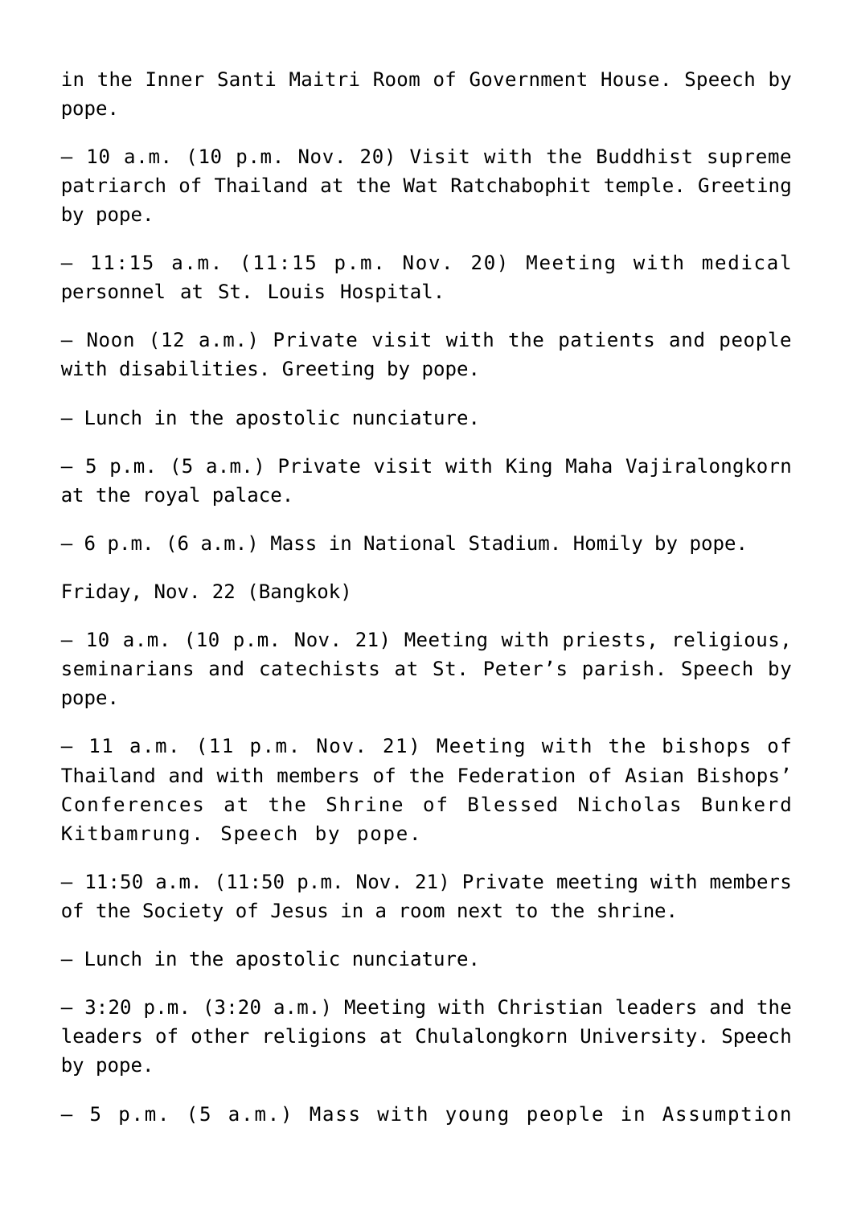in the Inner Santi Maitri Room of Government House. Speech by pope.

– 10 a.m. (10 p.m. Nov. 20) Visit with the Buddhist supreme patriarch of Thailand at the Wat Ratchabophit temple. Greeting by pope.

– 11:15 a.m. (11:15 p.m. Nov. 20) Meeting with medical personnel at St. Louis Hospital.

– Noon (12 a.m.) Private visit with the patients and people with disabilities. Greeting by pope.

– Lunch in the apostolic nunciature.

– 5 p.m. (5 a.m.) Private visit with King Maha Vajiralongkorn at the royal palace.

– 6 p.m. (6 a.m.) Mass in National Stadium. Homily by pope.

Friday, Nov. 22 (Bangkok)

– 10 a.m. (10 p.m. Nov. 21) Meeting with priests, religious, seminarians and catechists at St. Peter's parish. Speech by pope.

– 11 a.m. (11 p.m. Nov. 21) Meeting with the bishops of Thailand and with members of the Federation of Asian Bishops' Conferences at the Shrine of Blessed Nicholas Bunkerd Kitbamrung. Speech by pope.

– 11:50 a.m. (11:50 p.m. Nov. 21) Private meeting with members of the Society of Jesus in a room next to the shrine.

– Lunch in the apostolic nunciature.

– 3:20 p.m. (3:20 a.m.) Meeting with Christian leaders and the leaders of other religions at Chulalongkorn University. Speech by pope.

– 5 p.m. (5 a.m.) Mass with young people in Assumption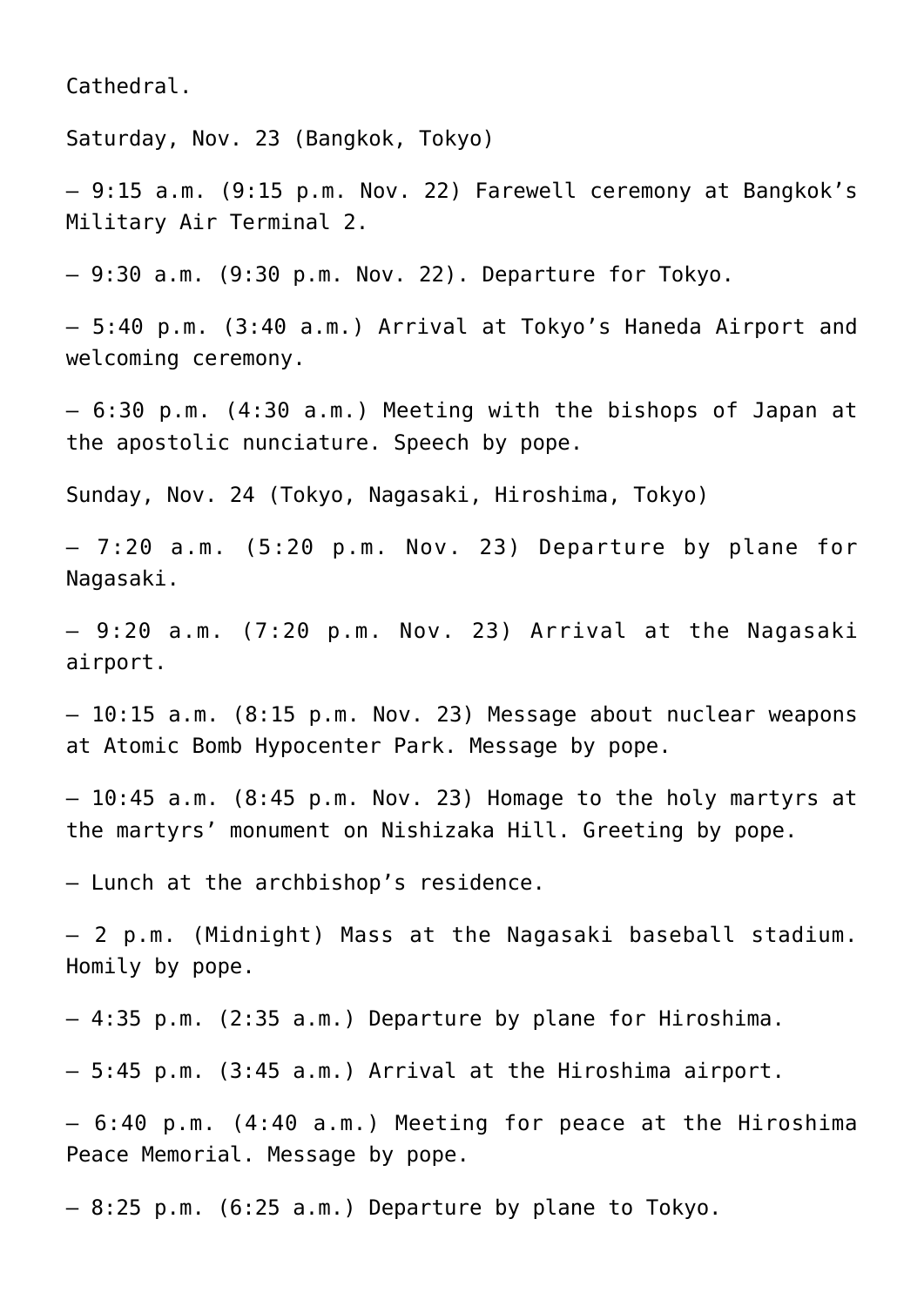Cathedral.

Saturday, Nov. 23 (Bangkok, Tokyo)

– 9:15 a.m. (9:15 p.m. Nov. 22) Farewell ceremony at Bangkok's Military Air Terminal 2.

– 9:30 a.m. (9:30 p.m. Nov. 22). Departure for Tokyo.

– 5:40 p.m. (3:40 a.m.) Arrival at Tokyo's Haneda Airport and welcoming ceremony.

– 6:30 p.m. (4:30 a.m.) Meeting with the bishops of Japan at the apostolic nunciature. Speech by pope.

Sunday, Nov. 24 (Tokyo, Nagasaki, Hiroshima, Tokyo)

– 7:20 a.m. (5:20 p.m. Nov. 23) Departure by plane for Nagasaki.

– 9:20 a.m. (7:20 p.m. Nov. 23) Arrival at the Nagasaki airport.

– 10:15 a.m. (8:15 p.m. Nov. 23) Message about nuclear weapons at Atomic Bomb Hypocenter Park. Message by pope.

– 10:45 a.m. (8:45 p.m. Nov. 23) Homage to the holy martyrs at the martyrs' monument on Nishizaka Hill. Greeting by pope.

– Lunch at the archbishop's residence.

– 2 p.m. (Midnight) Mass at the Nagasaki baseball stadium. Homily by pope.

– 4:35 p.m. (2:35 a.m.) Departure by plane for Hiroshima.

– 5:45 p.m. (3:45 a.m.) Arrival at the Hiroshima airport.

– 6:40 p.m. (4:40 a.m.) Meeting for peace at the Hiroshima Peace Memorial. Message by pope.

– 8:25 p.m. (6:25 a.m.) Departure by plane to Tokyo.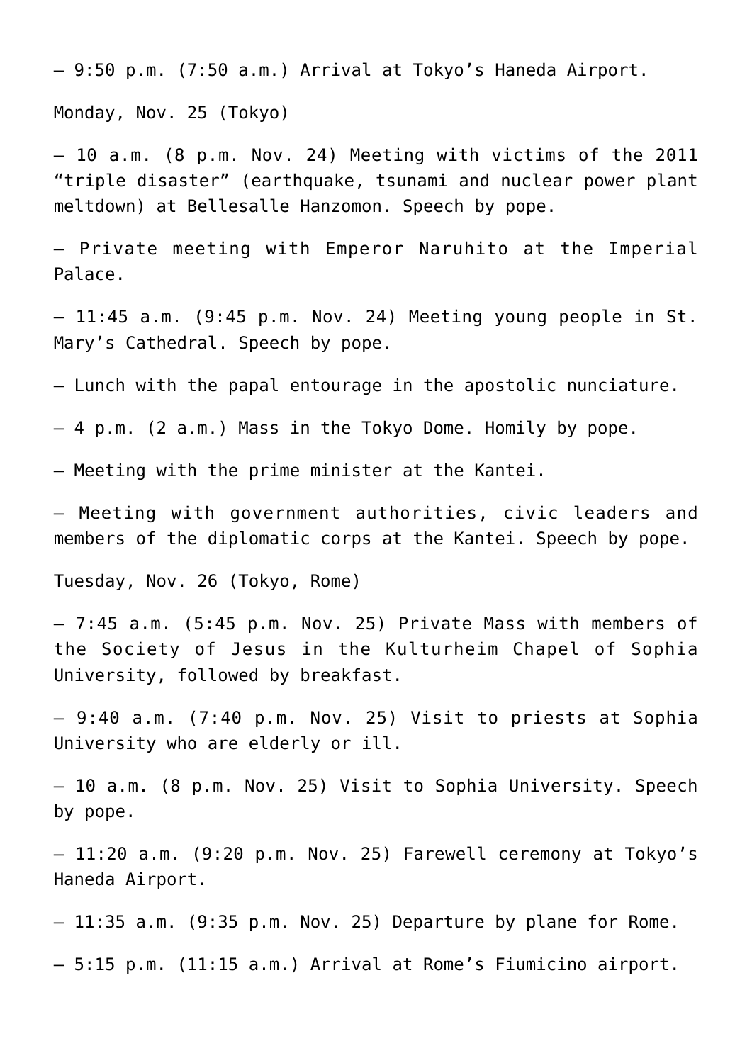– 9:50 p.m. (7:50 a.m.) Arrival at Tokyo's Haneda Airport.

Monday, Nov. 25 (Tokyo)

– 10 a.m. (8 p.m. Nov. 24) Meeting with victims of the 2011 "triple disaster" (earthquake, tsunami and nuclear power plant meltdown) at Bellesalle Hanzomon. Speech by pope.

– Private meeting with Emperor Naruhito at the Imperial Palace.

– 11:45 a.m. (9:45 p.m. Nov. 24) Meeting young people in St. Mary's Cathedral. Speech by pope.

– Lunch with the papal entourage in the apostolic nunciature.

– 4 p.m. (2 a.m.) Mass in the Tokyo Dome. Homily by pope.

– Meeting with the prime minister at the Kantei.

– Meeting with government authorities, civic leaders and members of the diplomatic corps at the Kantei. Speech by pope.

Tuesday, Nov. 26 (Tokyo, Rome)

– 7:45 a.m. (5:45 p.m. Nov. 25) Private Mass with members of the Society of Jesus in the Kulturheim Chapel of Sophia University, followed by breakfast.

– 9:40 a.m. (7:40 p.m. Nov. 25) Visit to priests at Sophia University who are elderly or ill.

– 10 a.m. (8 p.m. Nov. 25) Visit to Sophia University. Speech by pope.

– 11:20 a.m. (9:20 p.m. Nov. 25) Farewell ceremony at Tokyo's Haneda Airport.

– 11:35 a.m. (9:35 p.m. Nov. 25) Departure by plane for Rome.

– 5:15 p.m. (11:15 a.m.) Arrival at Rome's Fiumicino airport.